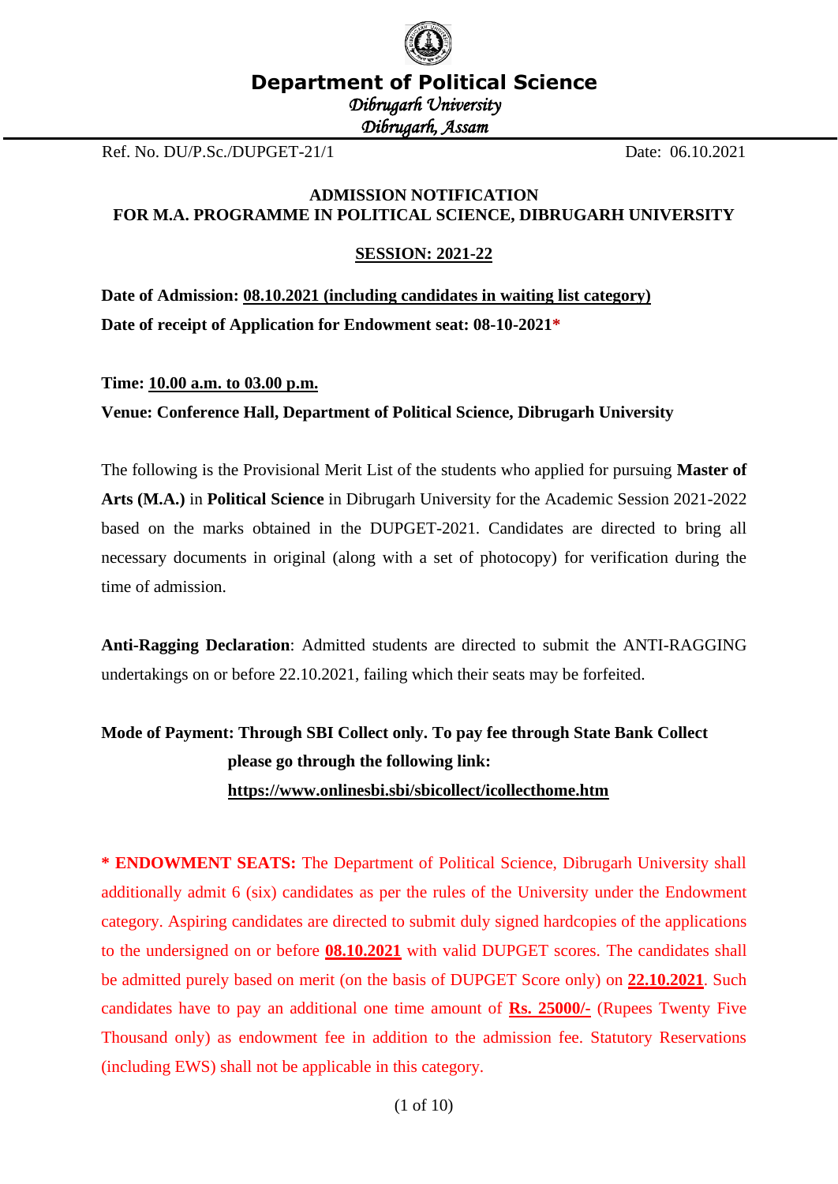# Department of Political Science

*Dibrugarh University*

*Dibrugarh, Assam*

Ref. No. DU/P.Sc./DUPGET-21/1 Date: 06.10.2021

**ADMISSION NOTIFICATION**
**FOR M.A. PROGRAMME IN POLITICAL SCIENCE, DIBRUGARH UNIVERSITY**

**SESSION: 2021-22**

**Date of Admission: 08.10.2021 (including candidates in waiting list category)**
**Date of receipt of Application for Endowment seat: 08-10-2021***

**Time: 10.00 a.m. to 03.00 p.m.**
**Venue: Conference Hall, Department of Political Science, Dibrugarh University**

The following is the Provisional Merit List of the students who applied for pursuing **Master of Arts (M.A.)** in **Political Science** in Dibrugarh University for the Academic Session 2021-2022 based on the marks obtained in the DUPGET-2021. Candidates are directed to bring all necessary documents in original (along with a set of photocopy) for verification during the time of admission.

**Anti-Ragging Declaration**: Admitted students are directed to submit the ANTI-RAGGING undertakings on or before 22.10.2021, failing which their seats may be forfeited.

**Mode of Payment: Through SBI Collect only. To pay fee through State Bank Collect please go through the following link: https://www.onlinesbi.sbi/sbicollect/icollecthome.htm**

**\* ENDOWMENT SEATS:** The Department of Political Science, Dibrugarh University shall additionally admit 6 (six) candidates as per the rules of the University under the Endowment category. Aspiring candidates are directed to submit duly signed hardcopies of the applications to the undersigned on or before **08.10.2021** with valid DUPGET scores. The candidates shall be admitted purely based on merit (on the basis of DUPGET Score only) on **22.10.2021**. Such candidates have to pay an additional one time amount of **Rs. 25000/-** (Rupees Twenty Five Thousand only) as endowment fee in addition to the admission fee. Statutory Reservations (including EWS) shall not be applicable in this category.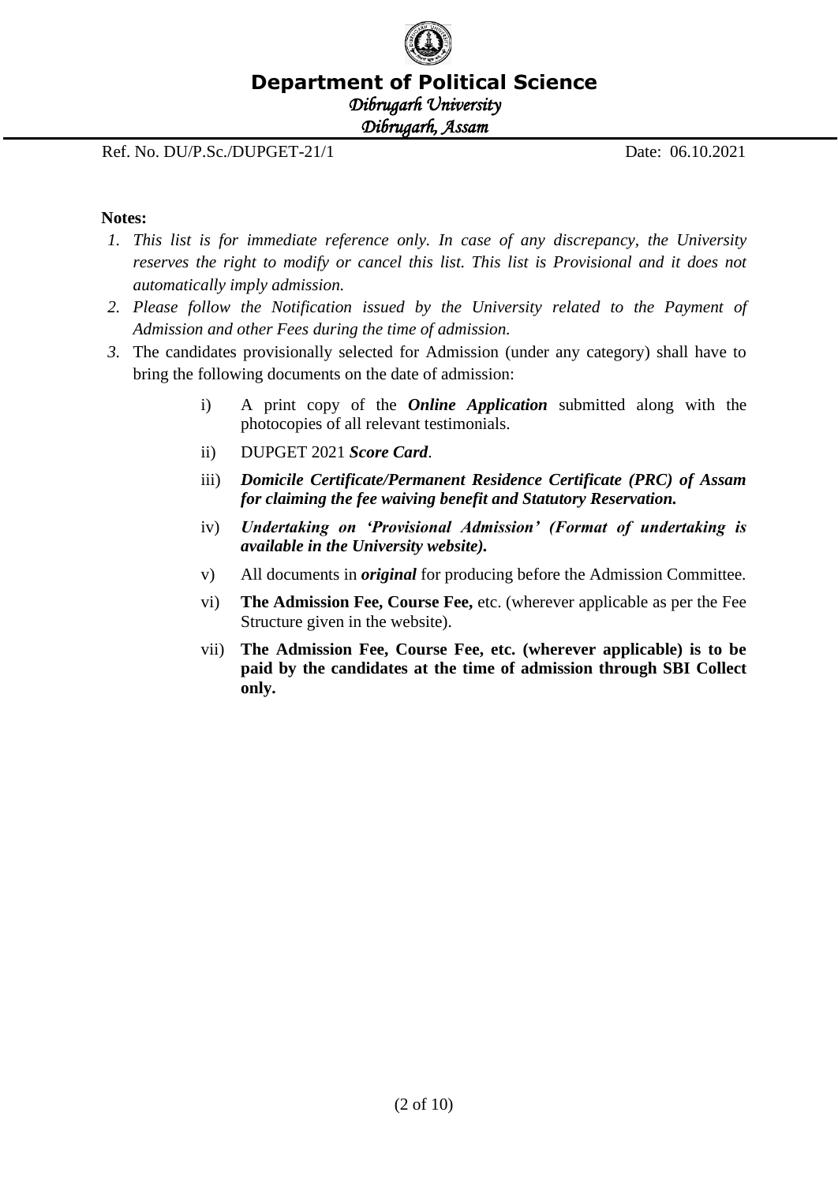# Department of Political Science

*Dibrugarh University*

*Dibrugarh, Assam*

Ref. No. DU/P.Sc./DUPGET-21/1 Date: 06.10.2021

**Notes:**

1. *This list is for immediate reference only. In case of any discrepancy, the University reserves the right to modify or cancel this list. This list is Provisional and it does not automatically imply admission.*
2. *Please follow the Notification issued by the University related to the Payment of Admission and other Fees during the time of admission.*
3. The candidates provisionally selected for Admission (under any category) shall have to bring the following documents on the date of admission:

    i) A print copy of the ***Online Application*** submitted along with the photocopies of all relevant testimonials.

    ii) DUPGET 2021 ***Score Card***.

    iii) ***Domicile Certificate/Permanent Residence Certificate (PRC) of Assam for claiming the fee waiving benefit and Statutory Reservation.***

    iv) ***Undertaking on 'Provisional Admission' (Format of undertaking is available in the University website).***

    v) All documents in ***original*** for producing before the Admission Committee.

    vi) **The Admission Fee, Course Fee,** etc. (wherever applicable as per the Fee Structure given in the website).

    vii) **The Admission Fee, Course Fee, etc. (wherever applicable) is to be paid by the candidates at the time of admission through SBI Collect only.**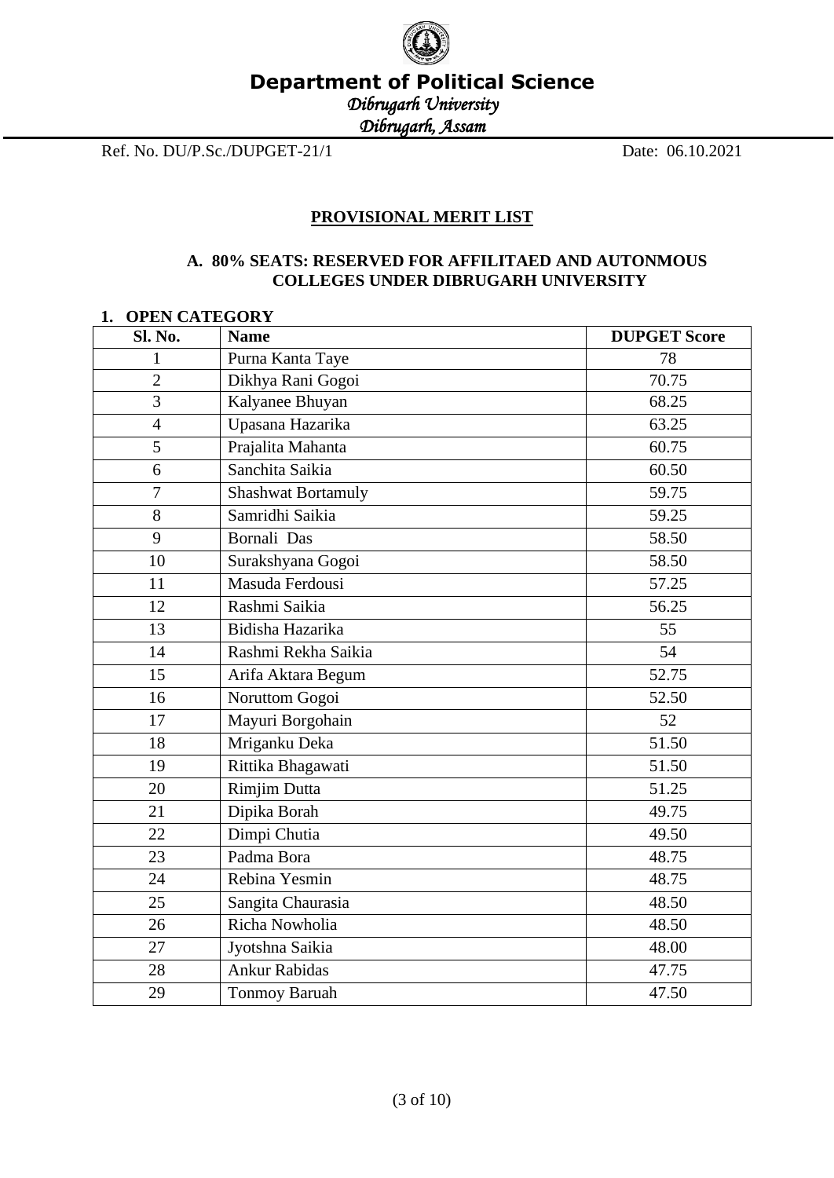# Department of Political Science

*Dibrugarh University*

*Dibrugarh, Assam*

Ref. No. DU/P.Sc./DUPGET-21/1 Date: 06.10.2021

## PROVISIONAL MERIT LIST

### A. 80% SEATS: RESERVED FOR AFFILITAED AND AUTONMOUS COLLEGES UNDER DIBRUGARH UNIVERSITY

**1. OPEN CATEGORY**

| Sl. No. | Name | DUPGET Score |
|---|---|---|
| 1 | Purna Kanta Taye | 78 |
| 2 | Dikhya Rani Gogoi | 70.75 |
| 3 | Kalyanee Bhuyan | 68.25 |
| 4 | Upasana Hazarika | 63.25 |
| 5 | Prajalita Mahanta | 60.75 |
| 6 | Sanchita Saikia | 60.50 |
| 7 | Shashwat Bortamuly | 59.75 |
| 8 | Samridhi Saikia | 59.25 |
| 9 | Bornali Das | 58.50 |
| 10 | Surakshyana Gogoi | 58.50 |
| 11 | Masuda Ferdousi | 57.25 |
| 12 | Rashmi Saikia | 56.25 |
| 13 | Bidisha Hazarika | 55 |
| 14 | Rashmi Rekha Saikia | 54 |
| 15 | Arifa Aktara Begum | 52.75 |
| 16 | Noruttom Gogoi | 52.50 |
| 17 | Mayuri Borgohain | 52 |
| 18 | Mriganku Deka | 51.50 |
| 19 | Rittika Bhagawati | 51.50 |
| 20 | Rimjim Dutta | 51.25 |
| 21 | Dipika Borah | 49.75 |
| 22 | Dimpi Chutia | 49.50 |
| 23 | Padma Bora | 48.75 |
| 24 | Rebina Yesmin | 48.75 |
| 25 | Sangita Chaurasia | 48.50 |
| 26 | Richa Nowholia | 48.50 |
| 27 | Jyotshna Saikia | 48.00 |
| 28 | Ankur Rabidas | 47.75 |
| 29 | Tonmoy Baruah | 47.50 |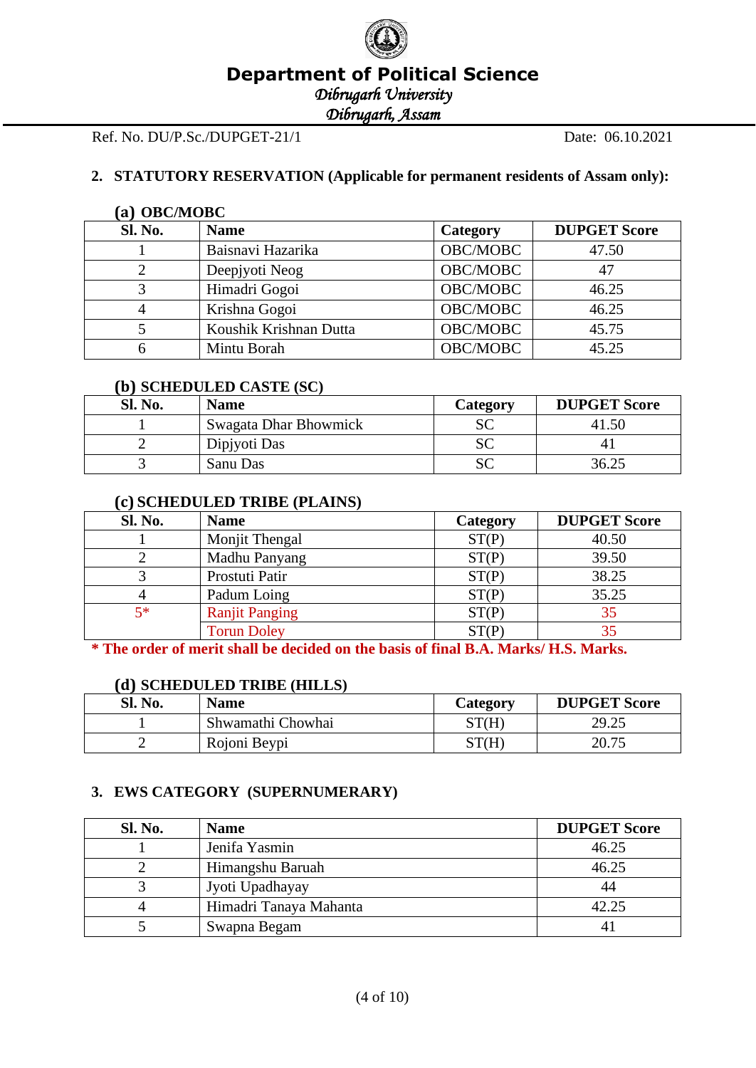# Department of Political Science

*Dibrugarh University*

*Dibrugarh, Assam*

Ref. No. DU/P.Sc./DUPGET-21/1 Date: 06.10.2021

## 2. STATUTORY RESERVATION (Applicable for permanent residents of Assam only):

### (a) OBC/MOBC

| Sl. No. | Name | Category | DUPGET Score |
|---|---|---|---|
| 1 | Baisnavi Hazarika | OBC/MOBC | 47.50 |
| 2 | Deepjyoti Neog | OBC/MOBC | 47 |
| 3 | Himadri Gogoi | OBC/MOBC | 46.25 |
| 4 | Krishna Gogoi | OBC/MOBC | 46.25 |
| 5 | Koushik Krishnan Dutta | OBC/MOBC | 45.75 |
| 6 | Mintu Borah | OBC/MOBC | 45.25 |

### (b) SCHEDULED CASTE (SC)

| Sl. No. | Name | Category | DUPGET Score |
|---|---|---|---|
| 1 | Swagata Dhar Bhowmick | SC | 41.50 |
| 2 | Dipjyoti Das | SC | 41 |
| 3 | Sanu Das | SC | 36.25 |

### (c) SCHEDULED TRIBE (PLAINS)

| Sl. No. | Name | Category | DUPGET Score |
|---|---|---|---|
| 1 | Monjit Thengal | ST(P) | 40.50 |
| 2 | Madhu Panyang | ST(P) | 39.50 |
| 3 | Prostuti Patir | ST(P) | 38.25 |
| 4 | Padum Loing | ST(P) | 35.25 |
| 5* | Ranjit Panging | ST(P) | 35 |
| | Torun Doley | ST(P) | 35 |

**\* The order of merit shall be decided on the basis of final B.A. Marks/ H.S. Marks.**

### (d) SCHEDULED TRIBE (HILLS)

| Sl. No. | Name | Category | DUPGET Score |
|---|---|---|---|
| 1 | Shwamathi Chowhai | ST(H) | 29.25 |
| 2 | Rojoni Beypi | ST(H) | 20.75 |

## 3. EWS CATEGORY (SUPERNUMERARY)

| Sl. No. | Name | DUPGET Score |
|---|---|---|
| 1 | Jenifa Yasmin | 46.25 |
| 2 | Himangshu Baruah | 46.25 |
| 3 | Jyoti Upadhayay | 44 |
| 4 | Himadri Tanaya Mahanta | 42.25 |
| 5 | Swapna Begam | 41 |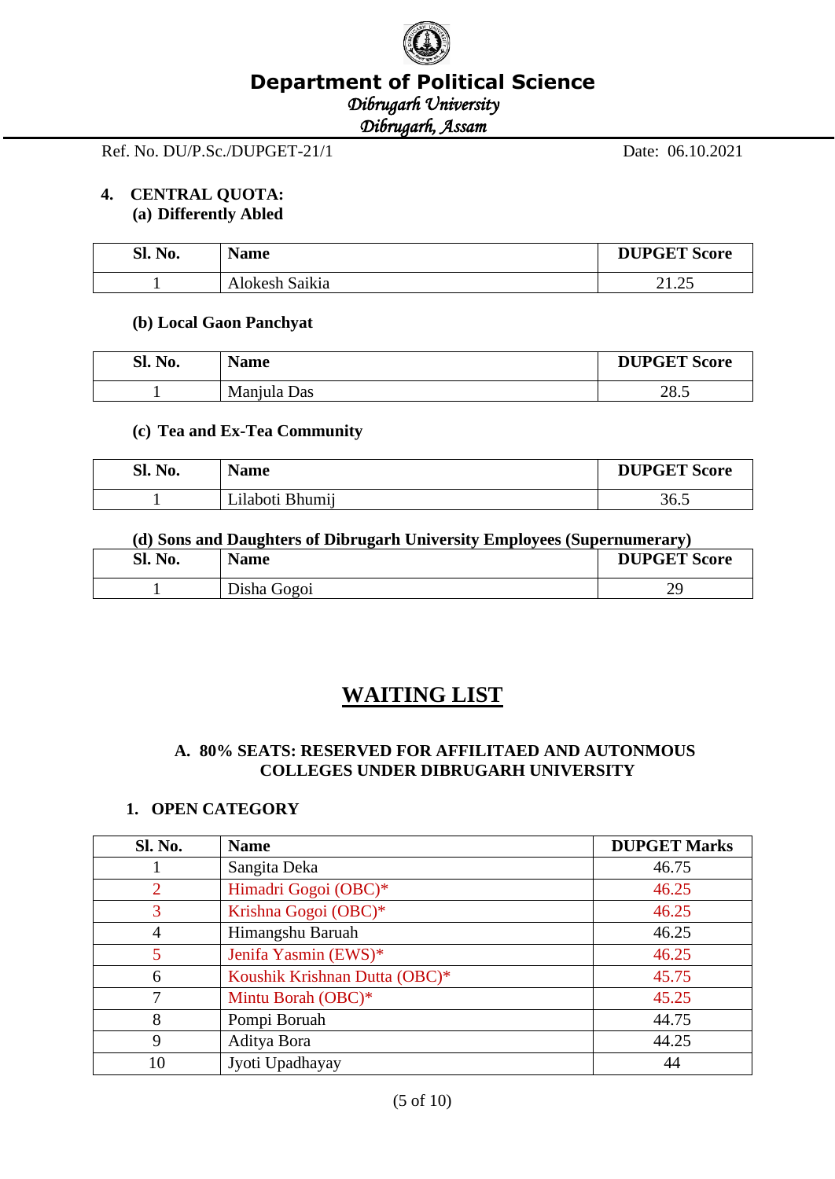# Department of Political Science

*Dibrugarh University*
*Dibrugarh, Assam*

Ref. No. DU/P.Sc./DUPGET-21/1 | Date: 06.10.2021

**4. CENTRAL QUOTA:**

**(a) Differently Abled**

| Sl. No. | Name | DUPGET Score |
|---|---|---|
| 1 | Alokesh Saikia | 21.25 |

**(b) Local Gaon Panchyat**

| Sl. No. | Name | DUPGET Score |
|---|---|---|
| 1 | Manjula Das | 28.5 |

**(c) Tea and Ex-Tea Community**

| Sl. No. | Name | DUPGET Score |
|---|---|---|
| 1 | Lilaboti Bhumij | 36.5 |

**(d) Sons and Daughters of Dibrugarh University Employees (Supernumerary)**

| Sl. No. | Name | DUPGET Score |
|---|---|---|
| 1 | Disha Gogoi | 29 |

## WAITING LIST

### A. 80% SEATS: RESERVED FOR AFFILITAED AND AUTONMOUS COLLEGES UNDER DIBRUGARH UNIVERSITY

**1. OPEN CATEGORY**

| Sl. No. | Name | DUPGET Marks |
|---|---|---|
| 1 | Sangita Deka | 46.75 |
| 2 | Himadri Gogoi (OBC)* | 46.25 |
| 3 | Krishna Gogoi (OBC)* | 46.25 |
| 4 | Himangshu Baruah | 46.25 |
| 5 | Jenifa Yasmin (EWS)* | 46.25 |
| 6 | Koushik Krishnan Dutta (OBC)* | 45.75 |
| 7 | Mintu Borah (OBC)* | 45.25 |
| 8 | Pompi Boruah | 44.75 |
| 9 | Aditya Bora | 44.25 |
| 10 | Jyoti Upadhayay | 44 |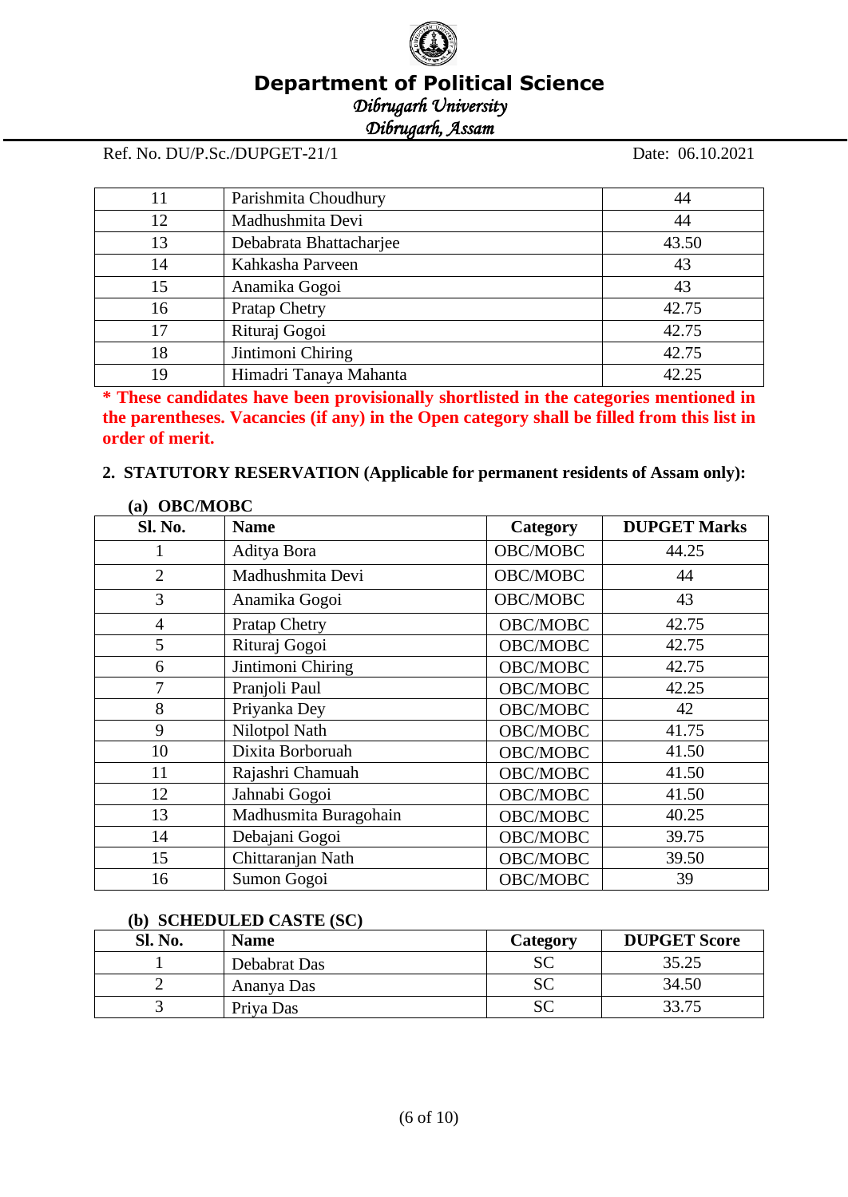# Department of Political Science

*Dibrugarh University*

*Dibrugarh, Assam*

Ref. No. DU/P.Sc./DUPGET-21/1 Date: 06.10.2021

| | | |
|---|---|---|
| 11 | Parishmita Choudhury | 44 |
| 12 | Madhushmita Devi | 44 |
| 13 | Debabrata Bhattacharjee | 43.50 |
| 14 | Kahkasha Parveen | 43 |
| 15 | Anamika Gogoi | 43 |
| 16 | Pratap Chetry | 42.75 |
| 17 | Rituraj Gogoi | 42.75 |
| 18 | Jintimoni Chiring | 42.75 |
| 19 | Himadri Tanaya Mahanta | 42.25 |

**\* These candidates have been provisionally shortlisted in the categories mentioned in the parentheses. Vacancies (if any) in the Open category shall be filled from this list in order of merit.**

## 2. STATUTORY RESERVATION (Applicable for permanent residents of Assam only):

### (a) OBC/MOBC

| Sl. No. | Name | Category | DUPGET Marks |
|---|---|---|---|
| 1 | Aditya Bora | OBC/MOBC | 44.25 |
| 2 | Madhushmita Devi | OBC/MOBC | 44 |
| 3 | Anamika Gogoi | OBC/MOBC | 43 |
| 4 | Pratap Chetry | OBC/MOBC | 42.75 |
| 5 | Rituraj Gogoi | OBC/MOBC | 42.75 |
| 6 | Jintimoni Chiring | OBC/MOBC | 42.75 |
| 7 | Pranjoli Paul | OBC/MOBC | 42.25 |
| 8 | Priyanka Dey | OBC/MOBC | 42 |
| 9 | Nilotpol Nath | OBC/MOBC | 41.75 |
| 10 | Dixita Borboruah | OBC/MOBC | 41.50 |
| 11 | Rajashri Chamuah | OBC/MOBC | 41.50 |
| 12 | Jahnabi Gogoi | OBC/MOBC | 41.50 |
| 13 | Madhusmita Buragohain | OBC/MOBC | 40.25 |
| 14 | Debajani Gogoi | OBC/MOBC | 39.75 |
| 15 | Chittaranjan Nath | OBC/MOBC | 39.50 |
| 16 | Sumon Gogoi | OBC/MOBC | 39 |

### (b) SCHEDULED CASTE (SC)

| Sl. No. | Name | Category | DUPGET Score |
|---|---|---|---|
| 1 | Debabrat Das | SC | 35.25 |
| 2 | Ananya Das | SC | 34.50 |
| 3 | Priya Das | SC | 33.75 |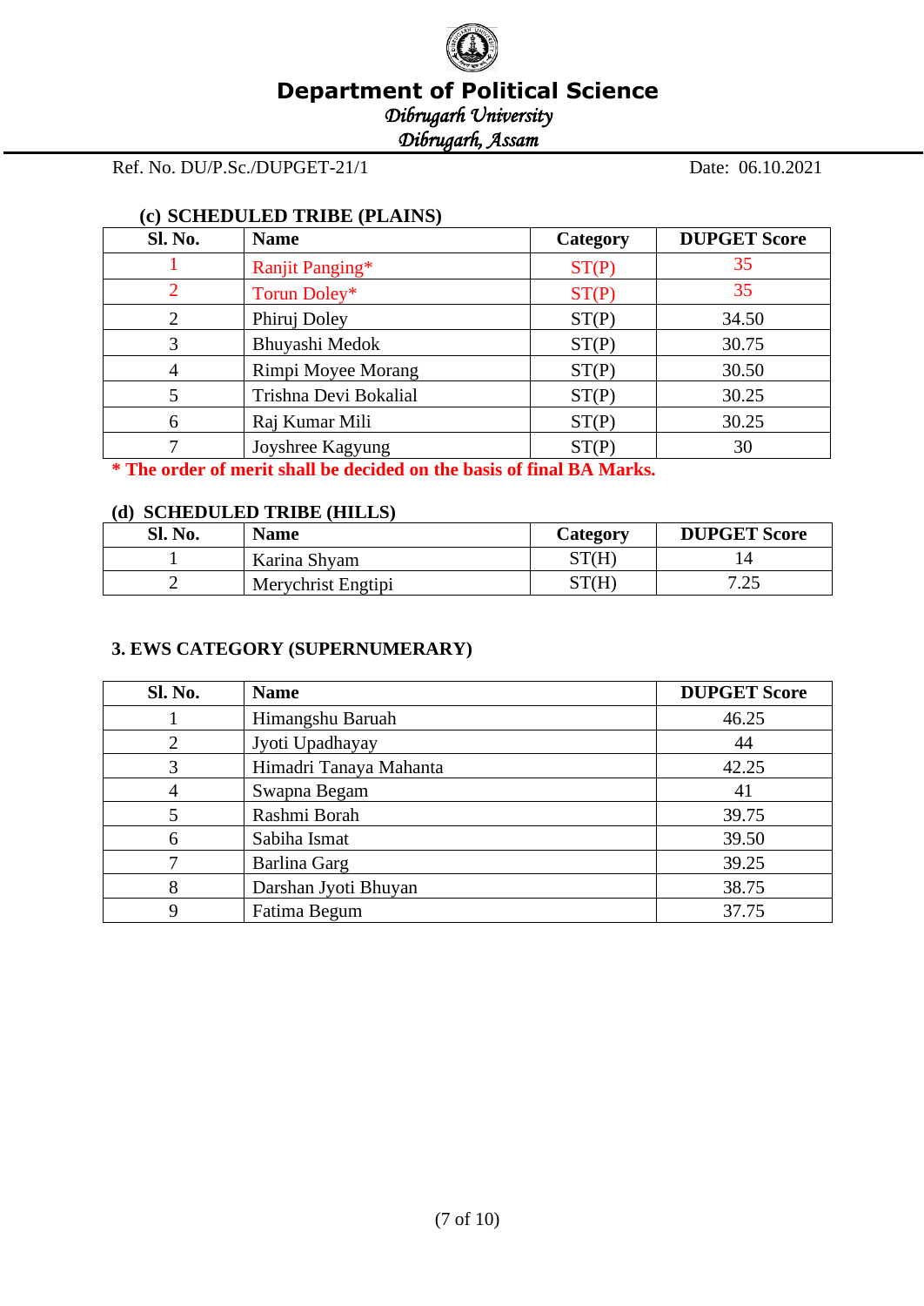# Department of Political Science

*Dibrugarh University*

*Dibrugarh, Assam*

Ref. No. DU/P.Sc./DUPGET-21/1 Date: 06.10.2021

### (c) SCHEDULED TRIBE (PLAINS)

| Sl. No. | Name | Category | DUPGET Score |
|---|---|---|---|
| 1 | Ranjit Panging* | ST(P) | 35 |
| 2 | Torun Doley* | ST(P) | 35 |
| 2 | Phiruj Doley | ST(P) | 34.50 |
| 3 | Bhuyashi Medok | ST(P) | 30.75 |
| 4 | Rimpi Moyee Morang | ST(P) | 30.50 |
| 5 | Trishna Devi Bokalial | ST(P) | 30.25 |
| 6 | Raj Kumar Mili | ST(P) | 30.25 |
| 7 | Joyshree Kagyung | ST(P) | 30 |

**\* The order of merit shall be decided on the basis of final BA Marks.**

### (d) SCHEDULED TRIBE (HILLS)

| Sl. No. | Name | Category | DUPGET Score |
|---|---|---|---|
| 1 | Karina Shyam | ST(H) | 14 |
| 2 | Merychrist Engtipi | ST(H) | 7.25 |

### 3. EWS CATEGORY (SUPERNUMERARY)

| Sl. No. | Name | DUPGET Score |
|---|---|---|
| 1 | Himangshu Baruah | 46.25 |
| 2 | Jyoti Upadhayay | 44 |
| 3 | Himadri Tanaya Mahanta | 42.25 |
| 4 | Swapna Begam | 41 |
| 5 | Rashmi Borah | 39.75 |
| 6 | Sabiha Ismat | 39.50 |
| 7 | Barlina Garg | 39.25 |
| 8 | Darshan Jyoti Bhuyan | 38.75 |
| 9 | Fatima Begum | 37.75 |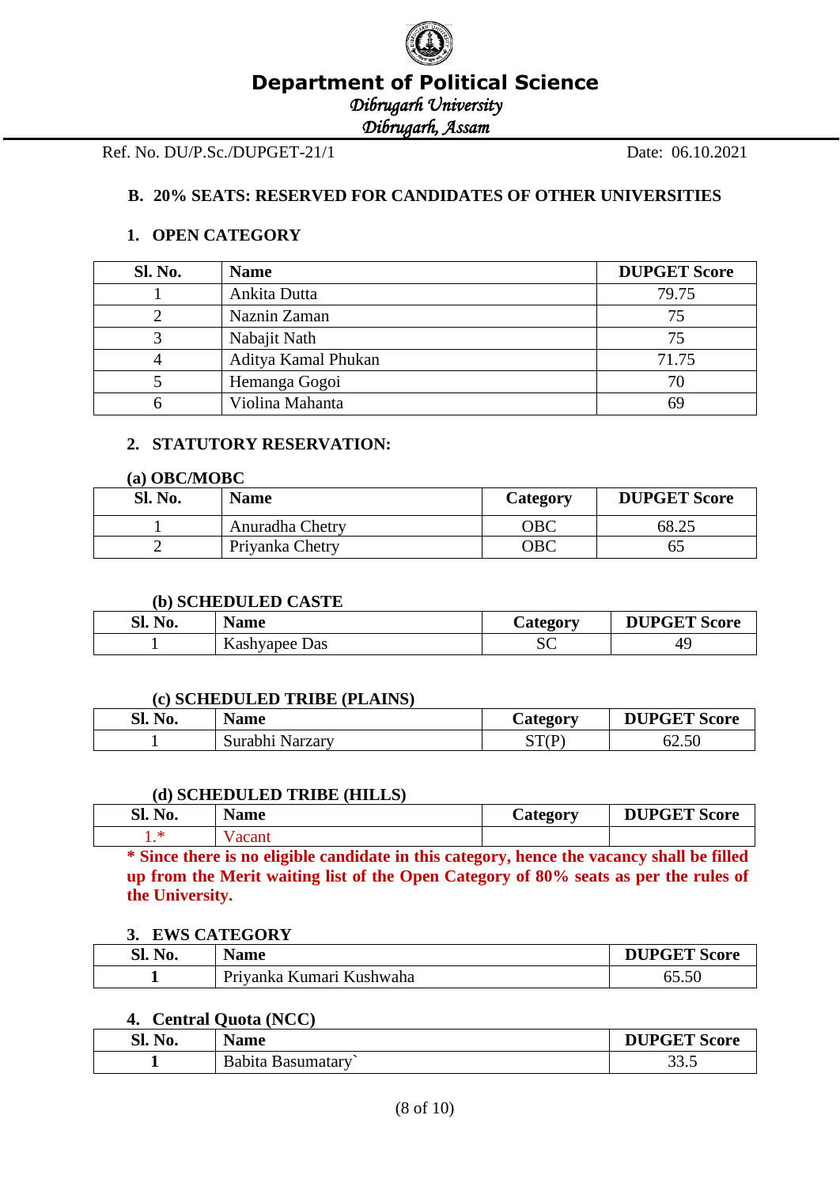# Department of Political Science

*Dibrugarh University*

*Dibrugarh, Assam*

Ref. No. DU/P.Sc./DUPGET-21/1 Date: 06.10.2021

## B. 20% SEATS: RESERVED FOR CANDIDATES OF OTHER UNIVERSITIES

### 1. OPEN CATEGORY

| Sl. No. | Name | DUPGET Score |
|---|---|---|
| 1 | Ankita Dutta | 79.75 |
| 2 | Naznin Zaman | 75 |
| 3 | Nabajit Nath | 75 |
| 4 | Aditya Kamal Phukan | 71.75 |
| 5 | Hemanga Gogoi | 70 |
| 6 | Violina Mahanta | 69 |

### 2. STATUTORY RESERVATION:

**(a) OBC/MOBC**

| Sl. No. | Name | Category | DUPGET Score |
|---|---|---|---|
| 1 | Anuradha Chetry | OBC | 68.25 |
| 2 | Priyanka Chetry | OBC | 65 |

**(b) SCHEDULED CASTE**

| Sl. No. | Name | Category | DUPGET Score |
|---|---|---|---|
| 1 | Kashyapee Das | SC | 49 |

**(c) SCHEDULED TRIBE (PLAINS)**

| Sl. No. | Name | Category | DUPGET Score |
|---|---|---|---|
| 1 | Surabhi Narzary | ST(P) | 62.50 |

**(d) SCHEDULED TRIBE (HILLS)**

| Sl. No. | Name | Category | DUPGET Score |
|---|---|---|---|
| 1.* | Vacant | | |

**\* Since there is no eligible candidate in this category, hence the vacancy shall be filled up from the Merit waiting list of the Open Category of 80% seats as per the rules of the University.**

### 3. EWS CATEGORY

| Sl. No. | Name | DUPGET Score |
|---|---|---|
| **1** | Priyanka Kumari Kushwaha | 65.50 |

### 4. Central Quota (NCC)

| Sl. No. | Name | DUPGET Score |
|---|---|---|
| **1** | Babita Basumatary` | 33.5 |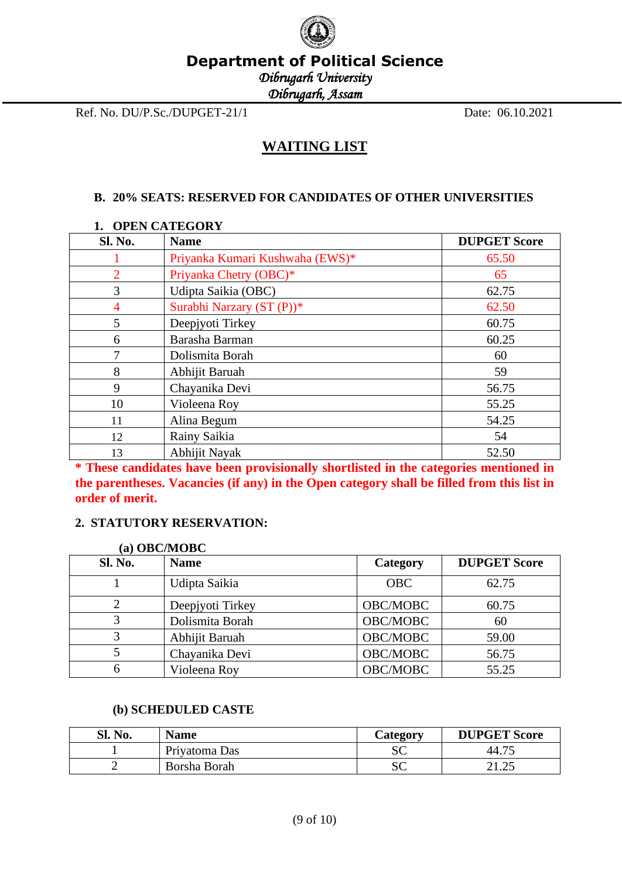# Department of Political Science

*Dibrugarh University*

*Dibrugarh, Assam*

Ref. No. DU/P.Sc./DUPGET-21/1 Date: 06.10.2021

## WAITING LIST

### B. 20% SEATS: RESERVED FOR CANDIDATES OF OTHER UNIVERSITIES

#### 1. OPEN CATEGORY

| Sl. No. | Name | DUPGET Score |
|---|---|---|
| 1 | Priyanka Kumari Kushwaha (EWS)* | 65.50 |
| 2 | Priyanka Chetry (OBC)* | 65 |
| 3 | Udipta Saikia (OBC) | 62.75 |
| 4 | Surabhi Narzary (ST (P))* | 62.50 |
| 5 | Deepjyoti Tirkey | 60.75 |
| 6 | Barasha Barman | 60.25 |
| 7 | Dolismita Borah | 60 |
| 8 | Abhijit Baruah | 59 |
| 9 | Chayanika Devi | 56.75 |
| 10 | Violeena Roy | 55.25 |
| 11 | Alina Begum | 54.25 |
| 12 | Rainy Saikia | 54 |
| 13 | Abhijit Nayak | 52.50 |

**\* These candidates have been provisionally shortlisted in the categories mentioned in the parentheses. Vacancies (if any) in the Open category shall be filled from this list in order of merit.**

#### 2. STATUTORY RESERVATION:

**(a) OBC/MOBC**

| Sl. No. | Name | Category | DUPGET Score |
|---|---|---|---|
| 1 | Udipta Saikia | OBC | 62.75 |
| 2 | Deepjyoti Tirkey | OBC/MOBC | 60.75 |
| 3 | Dolismita Borah | OBC/MOBC | 60 |
| 3 | Abhijit Baruah | OBC/MOBC | 59.00 |
| 5 | Chayanika Devi | OBC/MOBC | 56.75 |
| 6 | Violeena Roy | OBC/MOBC | 55.25 |

**(b) SCHEDULED CASTE**

| Sl. No. | Name | Category | DUPGET Score |
|---|---|---|---|
| 1 | Priyatoma Das | SC | 44.75 |
| 2 | Borsha Borah | SC | 21.25 |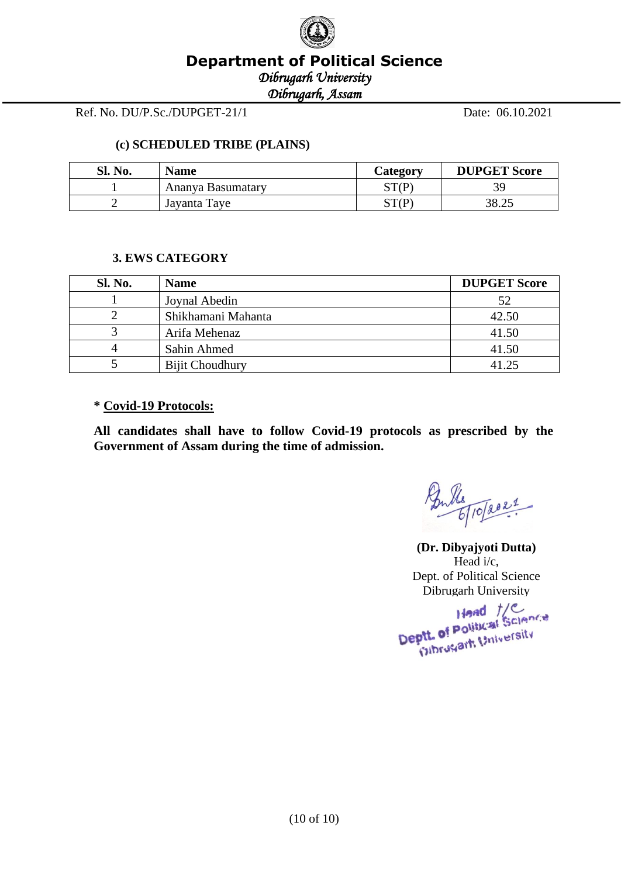# Department of Political Science

*Dibrugarh University*

*Dibrugarh, Assam*

Ref. No. DU/P.Sc./DUPGET-21/1 Date: 06.10.2021

### (c) SCHEDULED TRIBE (PLAINS)

| Sl. No. | Name | Category | DUPGET Score |
|---|---|---|---|
| 1 | Ananya Basumatary | ST(P) | 39 |
| 2 | Jayanta Taye | ST(P) | 38.25 |

### 3. EWS CATEGORY

| Sl. No. | Name | DUPGET Score |
|---|---|---|
| 1 | Joynal Abedin | 52 |
| 2 | Shikhamani Mahanta | 42.50 |
| 3 | Arifa Mehenaz | 41.50 |
| 4 | Sahin Ahmed | 41.50 |
| 5 | Bijit Choudhury | 41.25 |

**\* Covid-19 Protocols:**

**All candidates shall have to follow Covid-19 protocols as prescribed by the Government of Assam during the time of admission.**

6/10/2021

**(Dr. Dibyajyoti Dutta)**
Head i/c,
Dept. of Political Science
Dibrugarh University

Head i/c
Deptt. of Political Science
Dibrugarh University